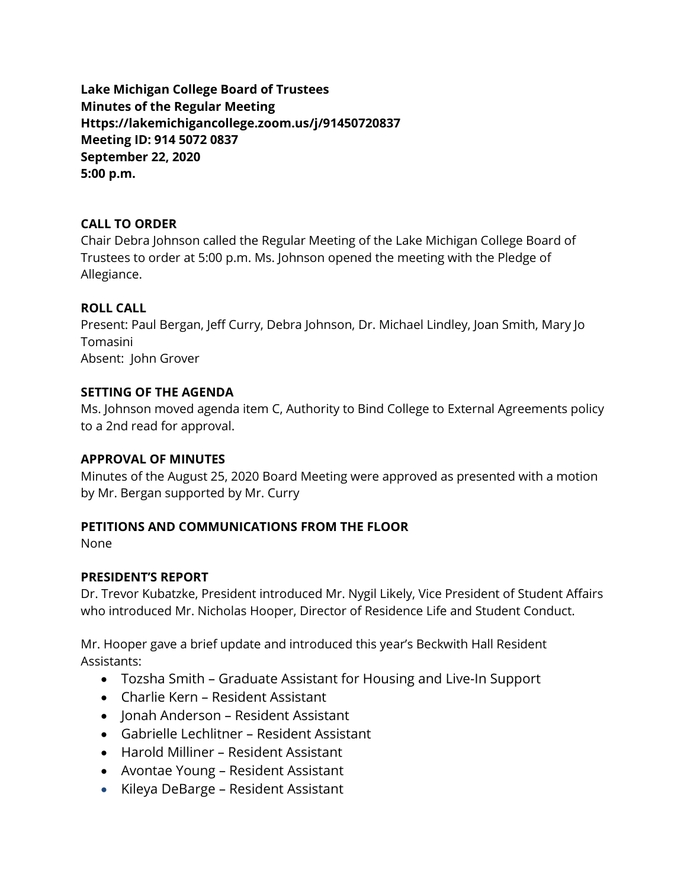**Lake Michigan College Board of Trustees**
**Minutes of the Regular Meeting**
**Https://lakemichigancollege.zoom.us/j/91450720837**
**Meeting ID: 914 5072 0837**
**September 22, 2020**
**5:00 p.m.**

## CALL TO ORDER

Chair Debra Johnson called the Regular Meeting of the Lake Michigan College Board of Trustees to order at 5:00 p.m. Ms. Johnson opened the meeting with the Pledge of Allegiance.

## ROLL CALL

Present: Paul Bergan, Jeff Curry, Debra Johnson, Dr. Michael Lindley, Joan Smith, Mary Jo Tomasini
Absent: John Grover

## SETTING OF THE AGENDA

Ms. Johnson moved agenda item C, Authority to Bind College to External Agreements policy to a 2nd read for approval.

## APPROVAL OF MINUTES

Minutes of the August 25, 2020 Board Meeting were approved as presented with a motion by Mr. Bergan supported by Mr. Curry

## PETITIONS AND COMMUNICATIONS FROM THE FLOOR

None

## PRESIDENT'S REPORT

Dr. Trevor Kubatzke, President introduced Mr. Nygil Likely, Vice President of Student Affairs who introduced Mr. Nicholas Hooper, Director of Residence Life and Student Conduct.

Mr. Hooper gave a brief update and introduced this year's Beckwith Hall Resident Assistants:

- Tozsha Smith – Graduate Assistant for Housing and Live-In Support
- Charlie Kern – Resident Assistant
- Jonah Anderson – Resident Assistant
- Gabrielle Lechlitner – Resident Assistant
- Harold Milliner – Resident Assistant
- Avontae Young – Resident Assistant
- Kileya DeBarge – Resident Assistant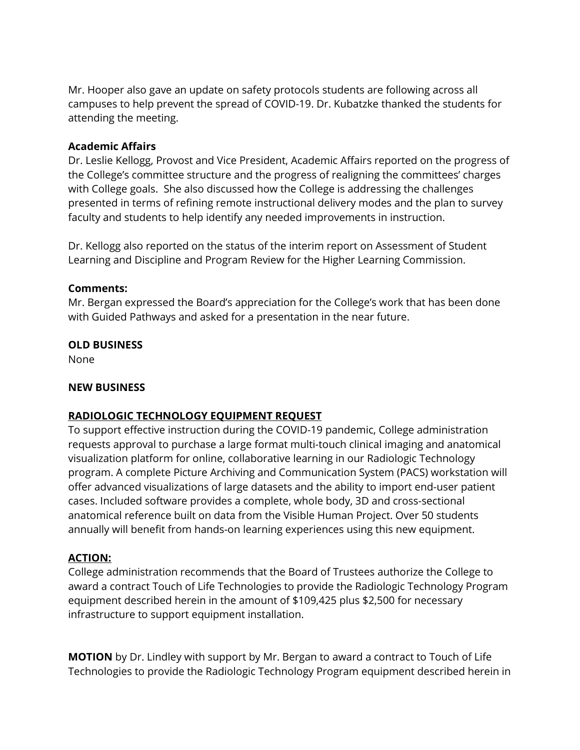Mr. Hooper also gave an update on safety protocols students are following across all campuses to help prevent the spread of COVID-19. Dr. Kubatzke thanked the students for attending the meeting.

**Academic Affairs**
Dr. Leslie Kellogg, Provost and Vice President, Academic Affairs reported on the progress of the College's committee structure and the progress of realigning the committees' charges with College goals. She also discussed how the College is addressing the challenges presented in terms of refining remote instructional delivery modes and the plan to survey faculty and students to help identify any needed improvements in instruction.

Dr. Kellogg also reported on the status of the interim report on Assessment of Student Learning and Discipline and Program Review for the Higher Learning Commission.

**Comments:**
Mr. Bergan expressed the Board's appreciation for the College's work that has been done with Guided Pathways and asked for a presentation in the near future.

**OLD BUSINESS**
None

**NEW BUSINESS**

**RADIOLOGIC TECHNOLOGY EQUIPMENT REQUEST**
To support effective instruction during the COVID-19 pandemic, College administration requests approval to purchase a large format multi-touch clinical imaging and anatomical visualization platform for online, collaborative learning in our Radiologic Technology program. A complete Picture Archiving and Communication System (PACS) workstation will offer advanced visualizations of large datasets and the ability to import end-user patient cases. Included software provides a complete, whole body, 3D and cross-sectional anatomical reference built on data from the Visible Human Project. Over 50 students annually will benefit from hands-on learning experiences using this new equipment.

**ACTION:**
College administration recommends that the Board of Trustees authorize the College to award a contract Touch of Life Technologies to provide the Radiologic Technology Program equipment described herein in the amount of $109,425 plus $2,500 for necessary infrastructure to support equipment installation.

**MOTION** by Dr. Lindley with support by Mr. Bergan to award a contract to Touch of Life Technologies to provide the Radiologic Technology Program equipment described herein in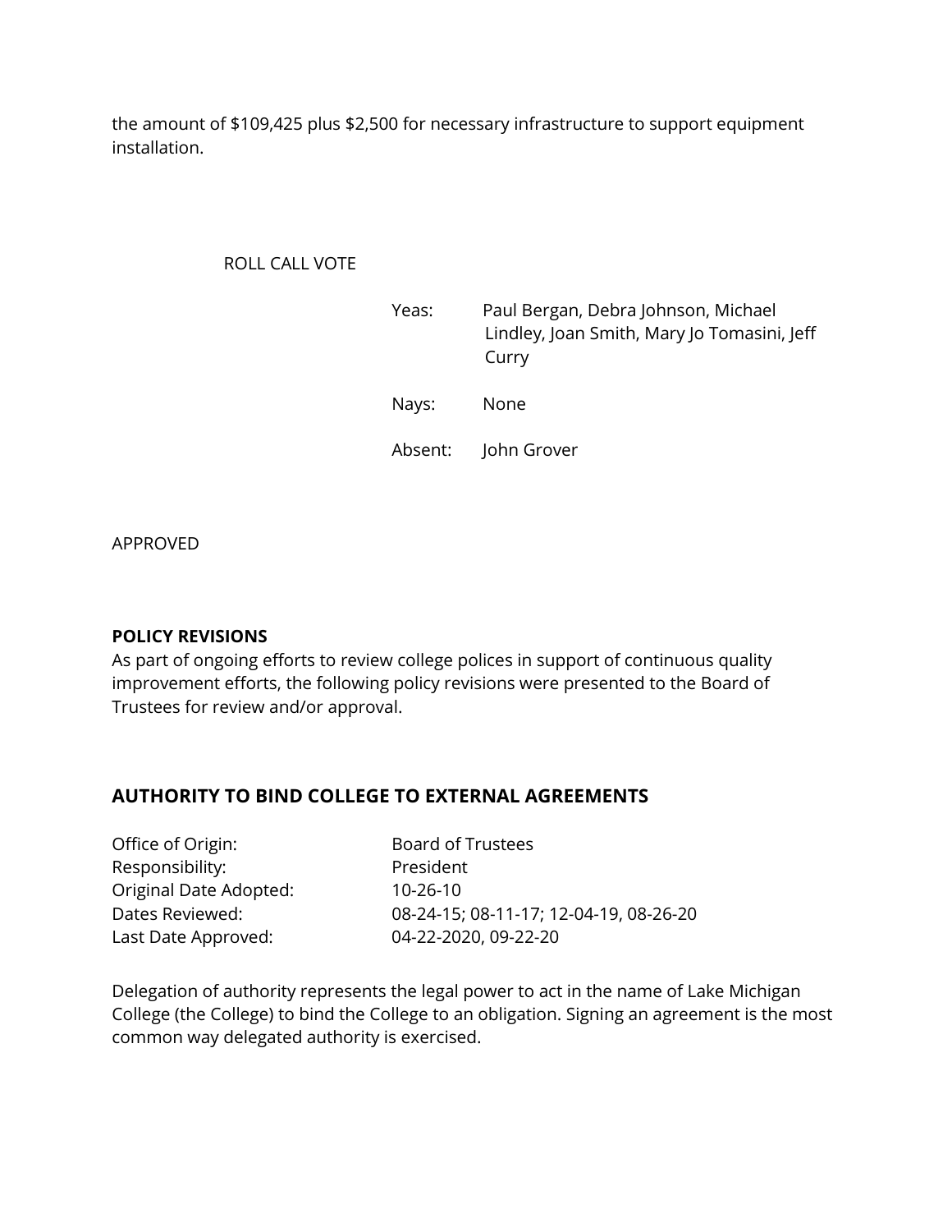the amount of $109,425 plus $2,500 for necessary infrastructure to support equipment installation.

ROLL CALL VOTE

Yeas: Paul Bergan, Debra Johnson, Michael Lindley, Joan Smith, Mary Jo Tomasini, Jeff Curry

Nays: None

Absent: John Grover

APPROVED

**POLICY REVISIONS**
As part of ongoing efforts to review college polices in support of continuous quality improvement efforts, the following policy revisions were presented to the Board of Trustees for review and/or approval.

## AUTHORITY TO BIND COLLEGE TO EXTERNAL AGREEMENTS

| | |
|---|---|
| Office of Origin: | Board of Trustees |
| Responsibility: | President |
| Original Date Adopted: | 10-26-10 |
| Dates Reviewed: | 08-24-15; 08-11-17; 12-04-19, 08-26-20 |
| Last Date Approved: | 04-22-2020, 09-22-20 |

Delegation of authority represents the legal power to act in the name of Lake Michigan College (the College) to bind the College to an obligation. Signing an agreement is the most common way delegated authority is exercised.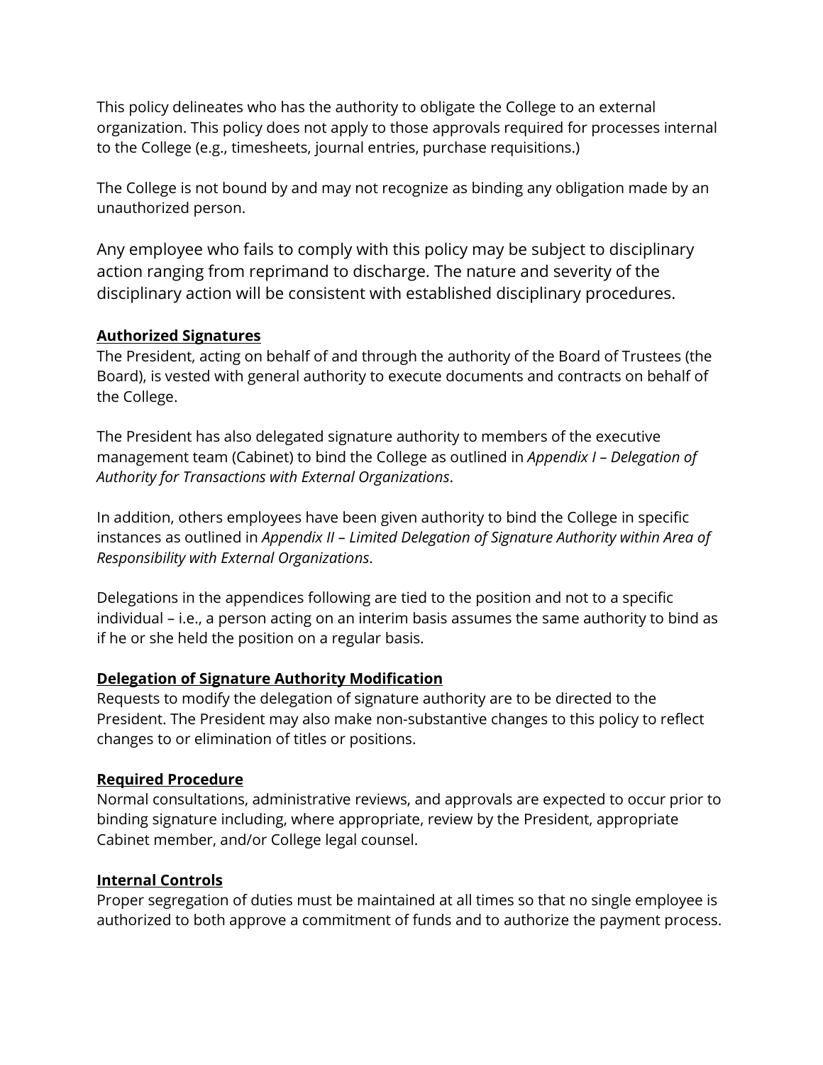This policy delineates who has the authority to obligate the College to an external organization. This policy does not apply to those approvals required for processes internal to the College (e.g., timesheets, journal entries, purchase requisitions.)

The College is not bound by and may not recognize as binding any obligation made by an unauthorized person.

Any employee who fails to comply with this policy may be subject to disciplinary action ranging from reprimand to discharge. The nature and severity of the disciplinary action will be consistent with established disciplinary procedures.

**Authorized Signatures**

The President, acting on behalf of and through the authority of the Board of Trustees (the Board), is vested with general authority to execute documents and contracts on behalf of the College.

The President has also delegated signature authority to members of the executive management team (Cabinet) to bind the College as outlined in *Appendix I – Delegation of Authority for Transactions with External Organizations*.

In addition, others employees have been given authority to bind the College in specific instances as outlined in *Appendix II – Limited Delegation of Signature Authority within Area of Responsibility with External Organizations*.

Delegations in the appendices following are tied to the position and not to a specific individual – i.e., a person acting on an interim basis assumes the same authority to bind as if he or she held the position on a regular basis.

**Delegation of Signature Authority Modification**

Requests to modify the delegation of signature authority are to be directed to the President. The President may also make non-substantive changes to this policy to reflect changes to or elimination of titles or positions.

**Required Procedure**

Normal consultations, administrative reviews, and approvals are expected to occur prior to binding signature including, where appropriate, review by the President, appropriate Cabinet member, and/or College legal counsel.

**Internal Controls**

Proper segregation of duties must be maintained at all times so that no single employee is authorized to both approve a commitment of funds and to authorize the payment process.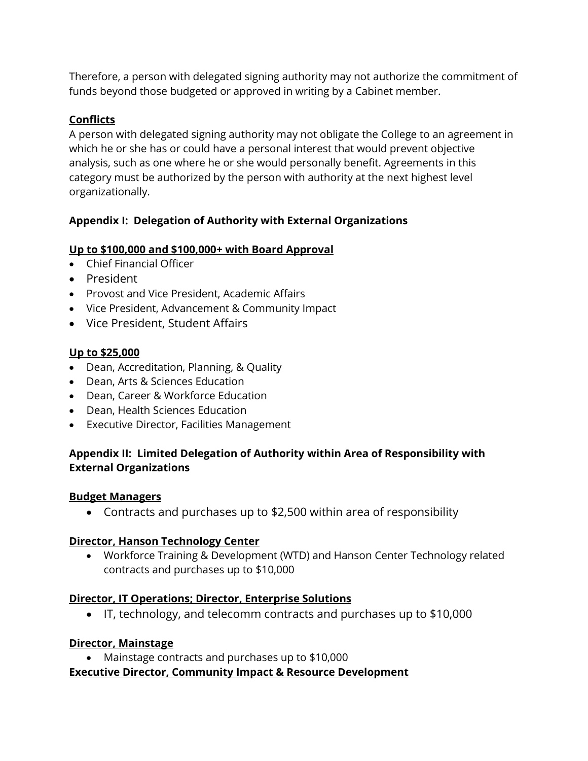Therefore, a person with delegated signing authority may not authorize the commitment of funds beyond those budgeted or approved in writing by a Cabinet member.

**Conflicts**

A person with delegated signing authority may not obligate the College to an agreement in which he or she has or could have a personal interest that would prevent objective analysis, such as one where he or she would personally benefit. Agreements in this category must be authorized by the person with authority at the next highest level organizationally.

## Appendix I: Delegation of Authority with External Organizations

**Up to $100,000 and $100,000+ with Board Approval**

- Chief Financial Officer
- President
- Provost and Vice President, Academic Affairs
- Vice President, Advancement & Community Impact
- Vice President, Student Affairs

**Up to $25,000**

- Dean, Accreditation, Planning, & Quality
- Dean, Arts & Sciences Education
- Dean, Career & Workforce Education
- Dean, Health Sciences Education
- Executive Director, Facilities Management

## Appendix II: Limited Delegation of Authority within Area of Responsibility with External Organizations

**Budget Managers**

- Contracts and purchases up to $2,500 within area of responsibility

**Director, Hanson Technology Center**

- Workforce Training & Development (WTD) and Hanson Center Technology related contracts and purchases up to $10,000

**Director, IT Operations; Director, Enterprise Solutions**

- IT, technology, and telecomm contracts and purchases up to $10,000

**Director, Mainstage**

- Mainstage contracts and purchases up to $10,000

**Executive Director, Community Impact & Resource Development**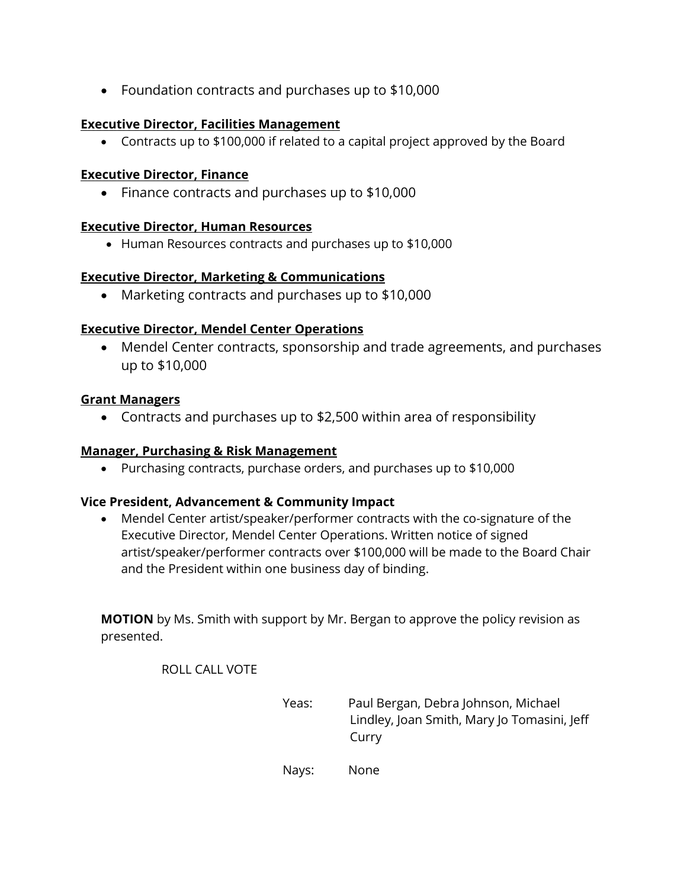- Foundation contracts and purchases up to $10,000

**Executive Director, Facilities Management**

- Contracts up to $100,000 if related to a capital project approved by the Board

**Executive Director, Finance**

- Finance contracts and purchases up to $10,000

**Executive Director, Human Resources**

- Human Resources contracts and purchases up to $10,000

**Executive Director, Marketing & Communications**

- Marketing contracts and purchases up to $10,000

**Executive Director, Mendel Center Operations**

- Mendel Center contracts, sponsorship and trade agreements, and purchases up to $10,000

**Grant Managers**

- Contracts and purchases up to $2,500 within area of responsibility

**Manager, Purchasing & Risk Management**

- Purchasing contracts, purchase orders, and purchases up to $10,000

**Vice President, Advancement & Community Impact**

- Mendel Center artist/speaker/performer contracts with the co-signature of the Executive Director, Mendel Center Operations. Written notice of signed artist/speaker/performer contracts over $100,000 will be made to the Board Chair and the President within one business day of binding.

**MOTION** by Ms. Smith with support by Mr. Bergan to approve the policy revision as presented.

ROLL CALL VOTE

Yeas: Paul Bergan, Debra Johnson, Michael Lindley, Joan Smith, Mary Jo Tomasini, Jeff Curry

Nays: None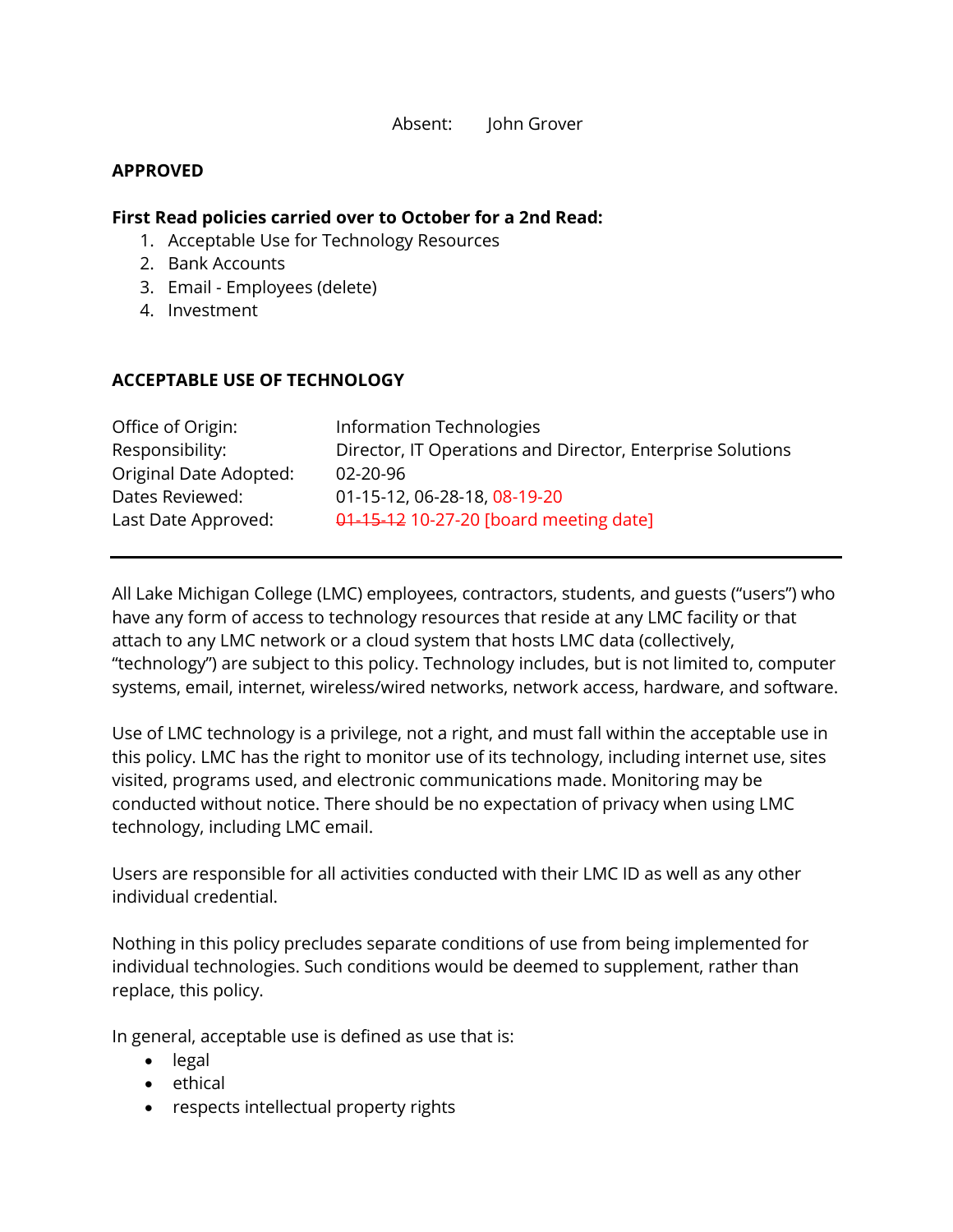Absent: John Grover

**APPROVED**

**First Read policies carried over to October for a 2nd Read:**

1. Acceptable Use for Technology Resources
2. Bank Accounts
3. Email - Employees (delete)
4. Investment

## ACCEPTABLE USE OF TECHNOLOGY

| | |
|---|---|
| Office of Origin: | Information Technologies |
| Responsibility: | Director, IT Operations and Director, Enterprise Solutions |
| Original Date Adopted: | 02-20-96 |
| Dates Reviewed: | 01-15-12, 06-28-18, 08-19-20 |
| Last Date Approved: | ~~01-15-12~~ 10-27-20 [board meeting date] |

---

All Lake Michigan College (LMC) employees, contractors, students, and guests ("users") who have any form of access to technology resources that reside at any LMC facility or that attach to any LMC network or a cloud system that hosts LMC data (collectively, "technology") are subject to this policy. Technology includes, but is not limited to, computer systems, email, internet, wireless/wired networks, network access, hardware, and software.

Use of LMC technology is a privilege, not a right, and must fall within the acceptable use in this policy. LMC has the right to monitor use of its technology, including internet use, sites visited, programs used, and electronic communications made. Monitoring may be conducted without notice. There should be no expectation of privacy when using LMC technology, including LMC email.

Users are responsible for all activities conducted with their LMC ID as well as any other individual credential.

Nothing in this policy precludes separate conditions of use from being implemented for individual technologies. Such conditions would be deemed to supplement, rather than replace, this policy.

In general, acceptable use is defined as use that is:

- legal
- ethical
- respects intellectual property rights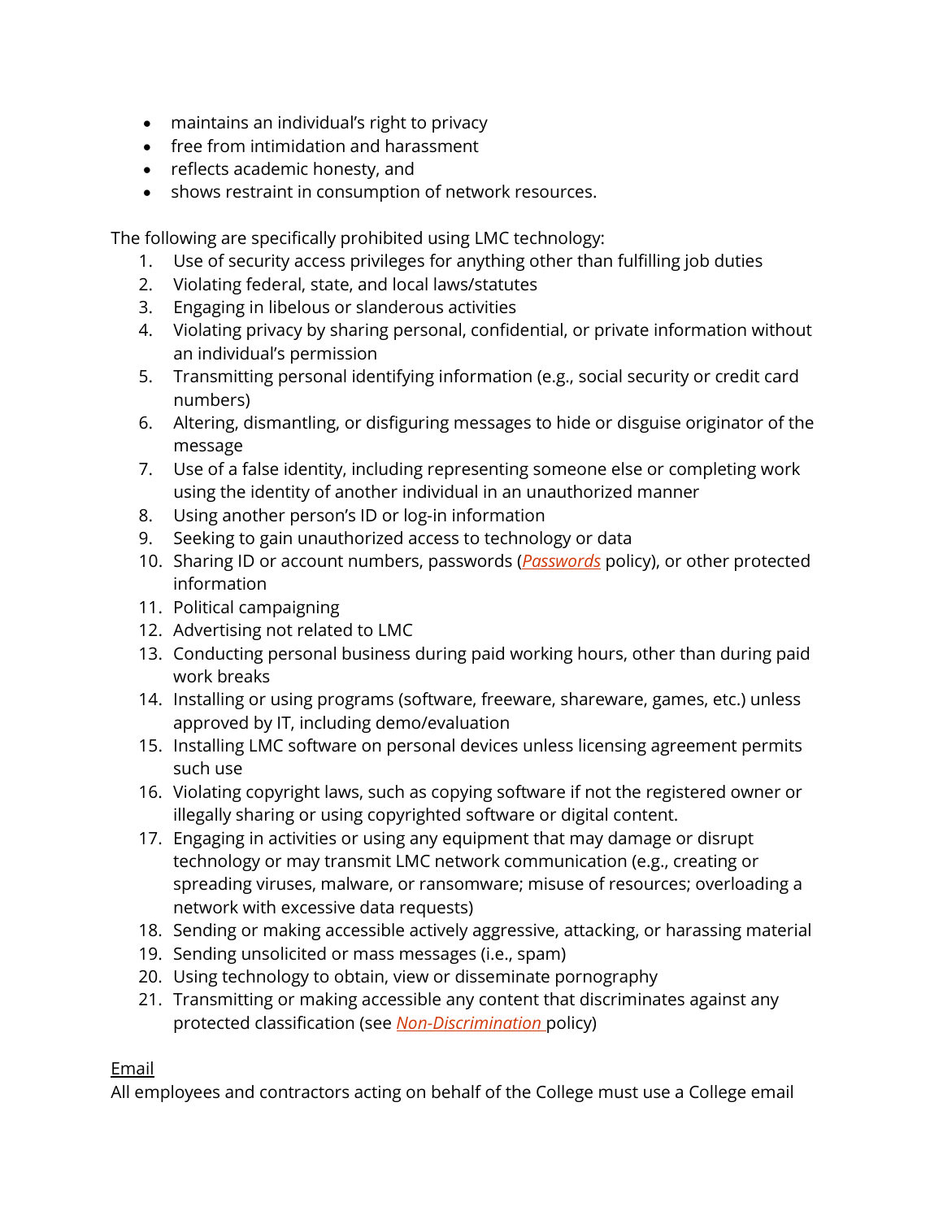- maintains an individual's right to privacy
- free from intimidation and harassment
- reflects academic honesty, and
- shows restraint in consumption of network resources.

The following are specifically prohibited using LMC technology:

1. Use of security access privileges for anything other than fulfilling job duties
2. Violating federal, state, and local laws/statutes
3. Engaging in libelous or slanderous activities
4. Violating privacy by sharing personal, confidential, or private information without an individual's permission
5. Transmitting personal identifying information (e.g., social security or credit card numbers)
6. Altering, dismantling, or disfiguring messages to hide or disguise originator of the message
7. Use of a false identity, including representing someone else or completing work using the identity of another individual in an unauthorized manner
8. Using another person's ID or log-in information
9. Seeking to gain unauthorized access to technology or data
10. Sharing ID or account numbers, passwords (*Passwords* policy), or other protected information
11. Political campaigning
12. Advertising not related to LMC
13. Conducting personal business during paid working hours, other than during paid work breaks
14. Installing or using programs (software, freeware, shareware, games, etc.) unless approved by IT, including demo/evaluation
15. Installing LMC software on personal devices unless licensing agreement permits such use
16. Violating copyright laws, such as copying software if not the registered owner or illegally sharing or using copyrighted software or digital content.
17. Engaging in activities or using any equipment that may damage or disrupt technology or may transmit LMC network communication (e.g., creating or spreading viruses, malware, or ransomware; misuse of resources; overloading a network with excessive data requests)
18. Sending or making accessible actively aggressive, attacking, or harassing material
19. Sending unsolicited or mass messages (i.e., spam)
20. Using technology to obtain, view or disseminate pornography
21. Transmitting or making accessible any content that discriminates against any protected classification (see *Non-Discrimination* policy)

<u>Email</u>

All employees and contractors acting on behalf of the College must use a College email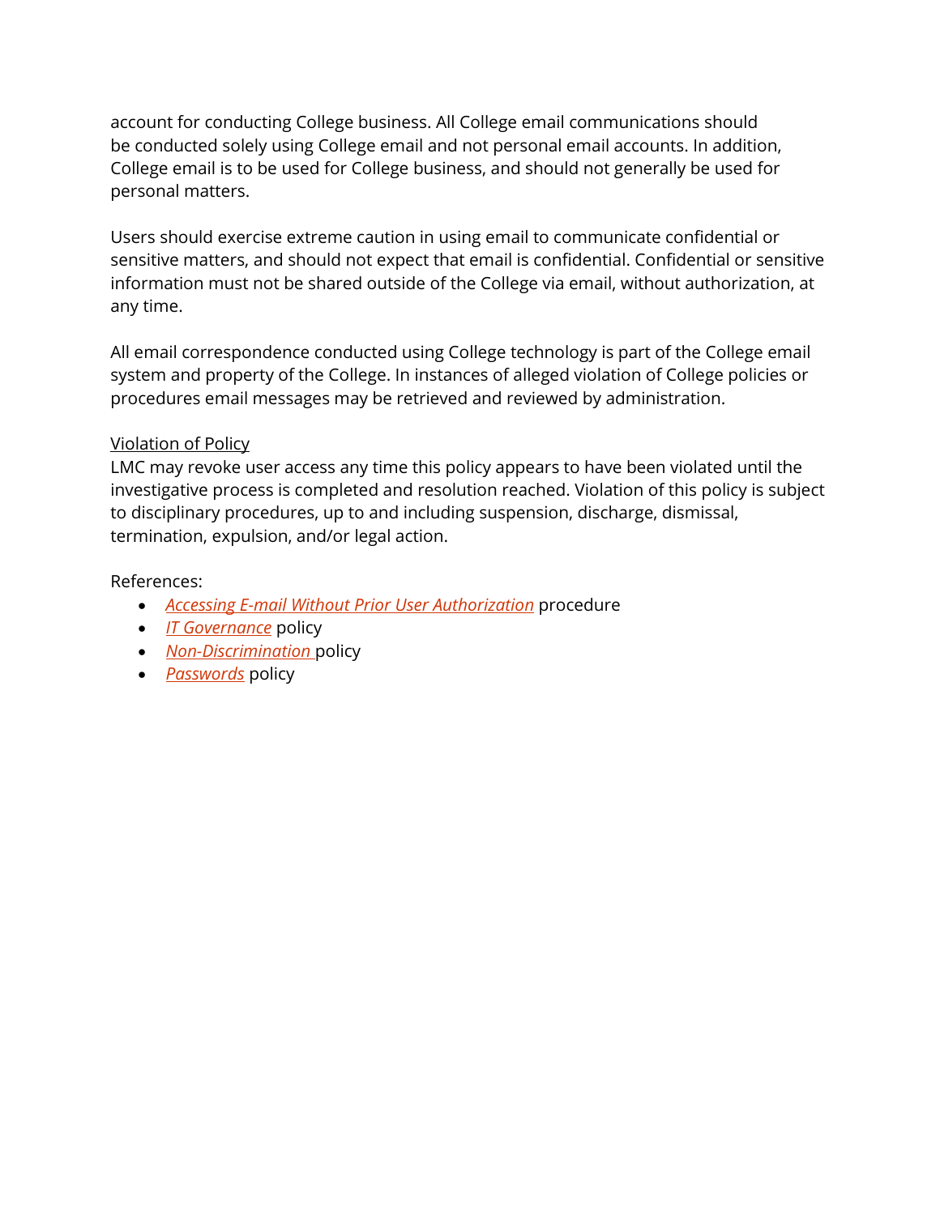account for conducting College business. All College email communications should be conducted solely using College email and not personal email accounts. In addition, College email is to be used for College business, and should not generally be used for personal matters.

Users should exercise extreme caution in using email to communicate confidential or sensitive matters, and should not expect that email is confidential. Confidential or sensitive information must not be shared outside of the College via email, without authorization, at any time.

All email correspondence conducted using College technology is part of the College email system and property of the College. In instances of alleged violation of College policies or procedures email messages may be retrieved and reviewed by administration.

Violation of Policy

LMC may revoke user access any time this policy appears to have been violated until the investigative process is completed and resolution reached. Violation of this policy is subject to disciplinary procedures, up to and including suspension, discharge, dismissal, termination, expulsion, and/or legal action.

References:

- *Accessing E-mail Without Prior User Authorization* procedure
- *IT Governance* policy
- *Non-Discrimination* policy
- *Passwords* policy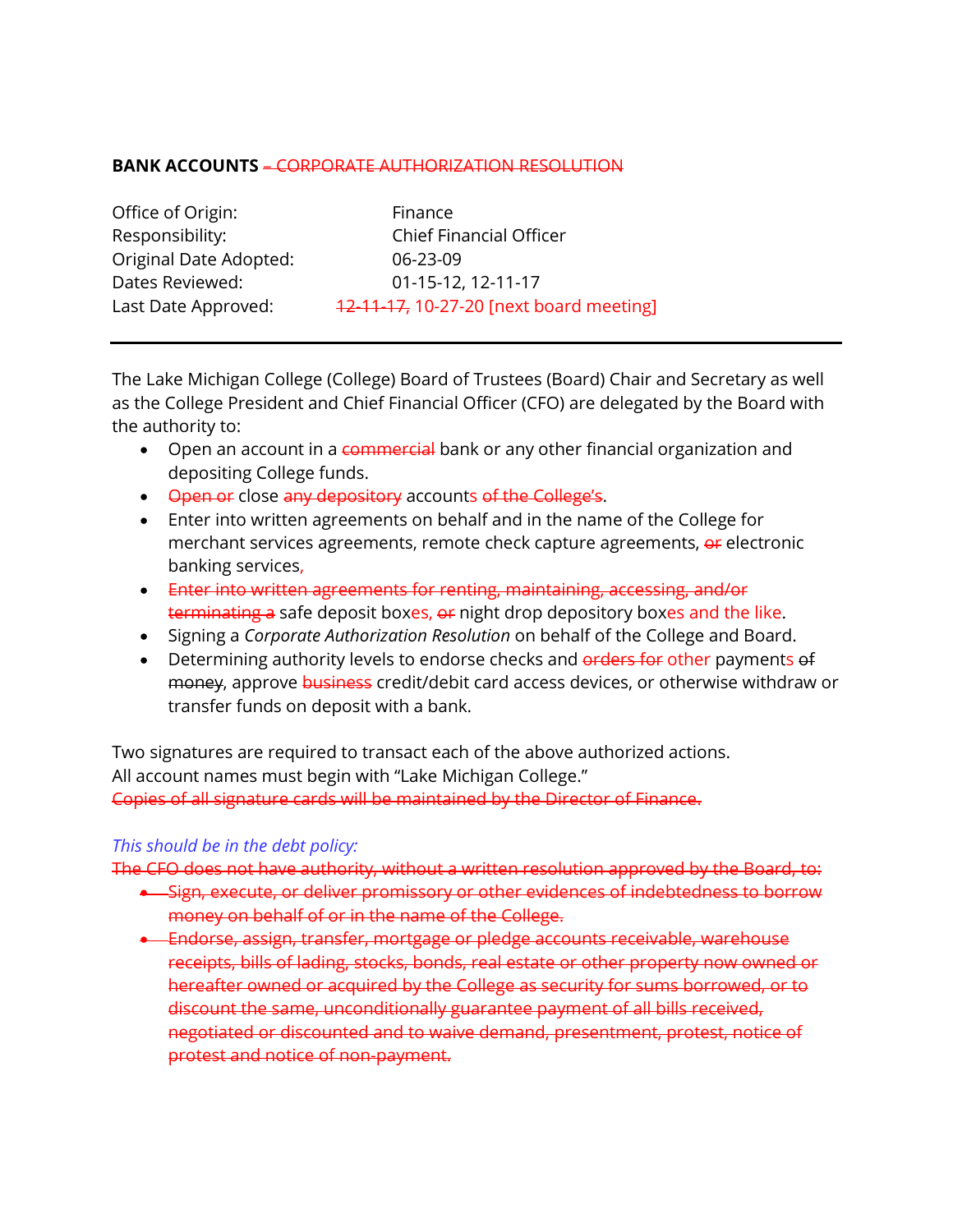**BANK ACCOUNTS** ~~– CORPORATE AUTHORIZATION RESOLUTION~~

| | |
|---|---|
| Office of Origin: | Finance |
| Responsibility: | Chief Financial Officer |
| Original Date Adopted: | 06-23-09 |
| Dates Reviewed: | 01-15-12, 12-11-17 |
| Last Date Approved: | ~~12-11-17,~~ 10-27-20 [next board meeting] |

---

The Lake Michigan College (College) Board of Trustees (Board) Chair and Secretary as well as the College President and Chief Financial Officer (CFO) are delegated by the Board with the authority to:

- Open an account in a ~~commercial~~ bank or any other financial organization and depositing College funds.
- ~~Open or~~ close ~~any depository~~ accounts ~~of the College's~~.
- Enter into written agreements on behalf and in the name of the College for merchant services agreements, remote check capture agreements, ~~or~~ electronic banking services,
- ~~Enter into written agreements for renting, maintaining, accessing, and/or terminating a~~ safe deposit boxes, ~~or~~ night drop depository boxes and the like.
- Signing a *Corporate Authorization Resolution* on behalf of the College and Board.
- Determining authority levels to endorse checks and ~~orders for~~ other payments ~~of money~~, approve ~~business~~ credit/debit card access devices, or otherwise withdraw or transfer funds on deposit with a bank.

Two signatures are required to transact each of the above authorized actions.
All account names must begin with "Lake Michigan College."
~~Copies of all signature cards will be maintained by the Director of Finance.~~

*This should be in the debt policy:*
~~The CFO does not have authority, without a written resolution approved by the Board, to:~~

- ~~Sign, execute, or deliver promissory or other evidences of indebtedness to borrow money on behalf of or in the name of the College.~~
- ~~Endorse, assign, transfer, mortgage or pledge accounts receivable, warehouse receipts, bills of lading, stocks, bonds, real estate or other property now owned or hereafter owned or acquired by the College as security for sums borrowed, or to discount the same, unconditionally guarantee payment of all bills received, negotiated or discounted and to waive demand, presentment, protest, notice of protest and notice of non-payment.~~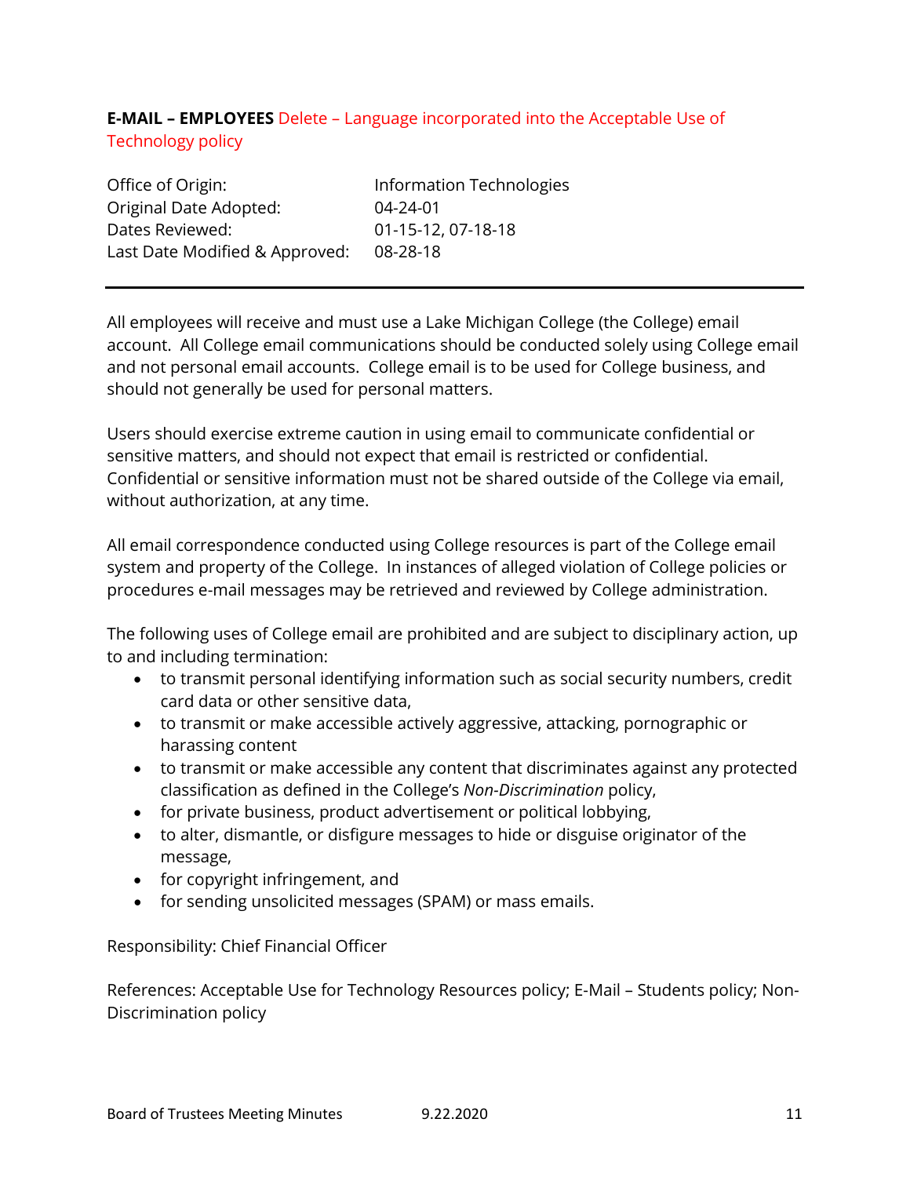**E-MAIL – EMPLOYEES** Delete – Language incorporated into the Acceptable Use of Technology policy

| | |
|---|---|
| Office of Origin: | Information Technologies |
| Original Date Adopted: | 04-24-01 |
| Dates Reviewed: | 01-15-12, 07-18-18 |
| Last Date Modified & Approved: | 08-28-18 |

---

All employees will receive and must use a Lake Michigan College (the College) email account. All College email communications should be conducted solely using College email and not personal email accounts. College email is to be used for College business, and should not generally be used for personal matters.

Users should exercise extreme caution in using email to communicate confidential or sensitive matters, and should not expect that email is restricted or confidential. Confidential or sensitive information must not be shared outside of the College via email, without authorization, at any time.

All email correspondence conducted using College resources is part of the College email system and property of the College. In instances of alleged violation of College policies or procedures e-mail messages may be retrieved and reviewed by College administration.

The following uses of College email are prohibited and are subject to disciplinary action, up to and including termination:

- to transmit personal identifying information such as social security numbers, credit card data or other sensitive data,
- to transmit or make accessible actively aggressive, attacking, pornographic or harassing content
- to transmit or make accessible any content that discriminates against any protected classification as defined in the College's *Non-Discrimination* policy,
- for private business, product advertisement or political lobbying,
- to alter, dismantle, or disfigure messages to hide or disguise originator of the message,
- for copyright infringement, and
- for sending unsolicited messages (SPAM) or mass emails.

Responsibility: Chief Financial Officer

References: Acceptable Use for Technology Resources policy; E-Mail – Students policy; Non-Discrimination policy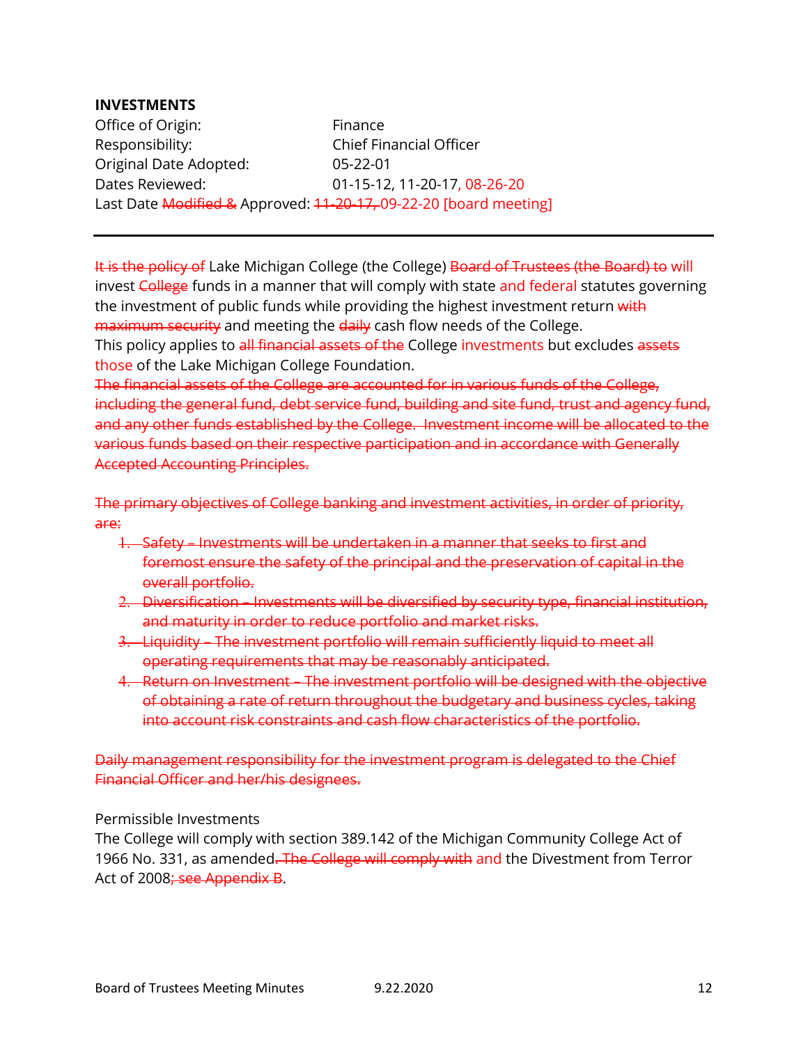**INVESTMENTS**

Office of Origin: Finance
Responsibility: Chief Financial Officer
Original Date Adopted: 05-22-01
Dates Reviewed: 01-15-12, 11-20-17, 08-26-20
Last Date ~~Modified &~~ Approved: ~~11-20-17,~~ 09-22-20 [board meeting]

---

~~It is the policy of~~ Lake Michigan College (the College) ~~Board of Trustees (the Board) to~~ will invest ~~College~~ funds in a manner that will comply with state and federal statutes governing the investment of public funds while providing the highest investment return ~~with maximum security~~ and meeting the ~~daily~~ cash flow needs of the College.
This policy applies to ~~all financial assets of the~~ College investments but excludes ~~assets~~ those of the Lake Michigan College Foundation.
~~The financial assets of the College are accounted for in various funds of the College, including the general fund, debt service fund, building and site fund, trust and agency fund, and any other funds established by the College. Investment income will be allocated to the various funds based on their respective participation and in accordance with Generally Accepted Accounting Principles.~~

~~The primary objectives of College banking and investment activities, in order of priority, are:~~

1. ~~Safety – Investments will be undertaken in a manner that seeks to first and foremost ensure the safety of the principal and the preservation of capital in the overall portfolio.~~
2. ~~Diversification – Investments will be diversified by security type, financial institution, and maturity in order to reduce portfolio and market risks.~~
3. ~~Liquidity – The investment portfolio will remain sufficiently liquid to meet all operating requirements that may be reasonably anticipated.~~
4. ~~Return on Investment – The investment portfolio will be designed with the objective of obtaining a rate of return throughout the budgetary and business cycles, taking into account risk constraints and cash flow characteristics of the portfolio.~~

~~Daily management responsibility for the investment program is delegated to the Chief Financial Officer and her/his designees.~~

Permissible Investments
The College will comply with section 389.142 of the Michigan Community College Act of 1966 No. 331, as amended~~. The College will comply with~~ and the Divestment from Terror Act of 2008~~; see Appendix B~~.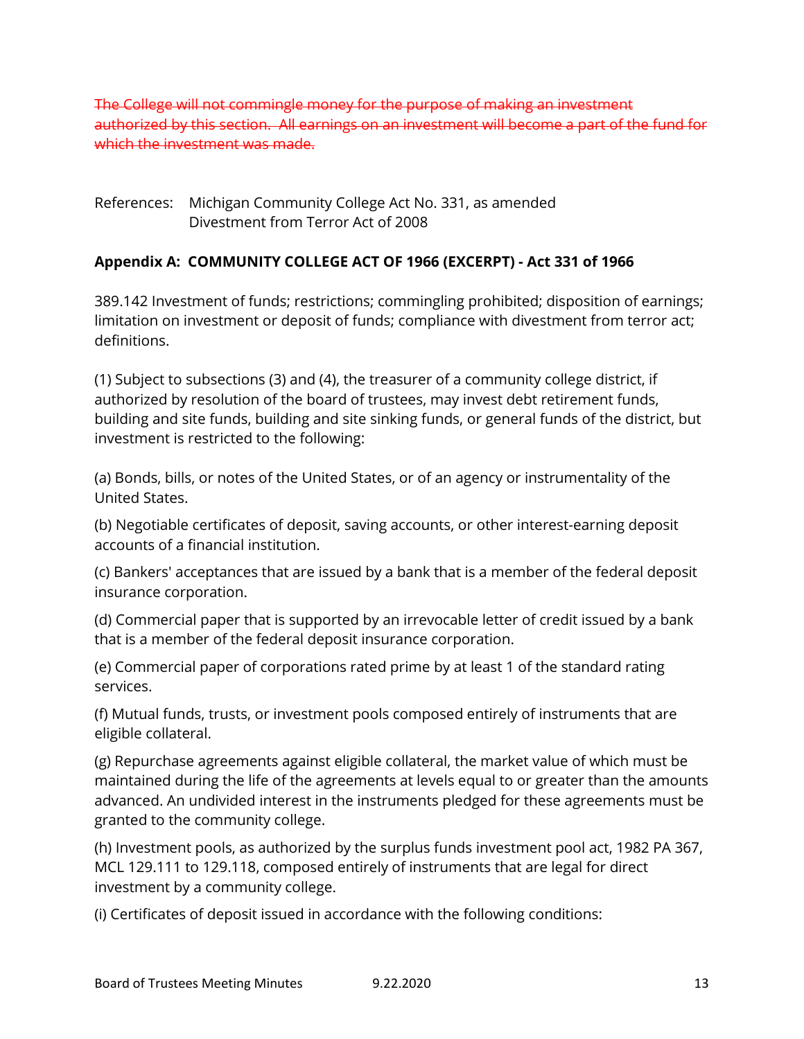~~The College will not commingle money for the purpose of making an investment authorized by this section. All earnings on an investment will become a part of the fund for which the investment was made.~~

References: Michigan Community College Act No. 331, as amended
Divestment from Terror Act of 2008

**Appendix A: COMMUNITY COLLEGE ACT OF 1966 (EXCERPT) - Act 331 of 1966**

389.142 Investment of funds; restrictions; commingling prohibited; disposition of earnings; limitation on investment or deposit of funds; compliance with divestment from terror act; definitions.

(1) Subject to subsections (3) and (4), the treasurer of a community college district, if authorized by resolution of the board of trustees, may invest debt retirement funds, building and site funds, building and site sinking funds, or general funds of the district, but investment is restricted to the following:

(a) Bonds, bills, or notes of the United States, or of an agency or instrumentality of the United States.

(b) Negotiable certificates of deposit, saving accounts, or other interest-earning deposit accounts of a financial institution.

(c) Bankers' acceptances that are issued by a bank that is a member of the federal deposit insurance corporation.

(d) Commercial paper that is supported by an irrevocable letter of credit issued by a bank that is a member of the federal deposit insurance corporation.

(e) Commercial paper of corporations rated prime by at least 1 of the standard rating services.

(f) Mutual funds, trusts, or investment pools composed entirely of instruments that are eligible collateral.

(g) Repurchase agreements against eligible collateral, the market value of which must be maintained during the life of the agreements at levels equal to or greater than the amounts advanced. An undivided interest in the instruments pledged for these agreements must be granted to the community college.

(h) Investment pools, as authorized by the surplus funds investment pool act, 1982 PA 367, MCL 129.111 to 129.118, composed entirely of instruments that are legal for direct investment by a community college.

(i) Certificates of deposit issued in accordance with the following conditions: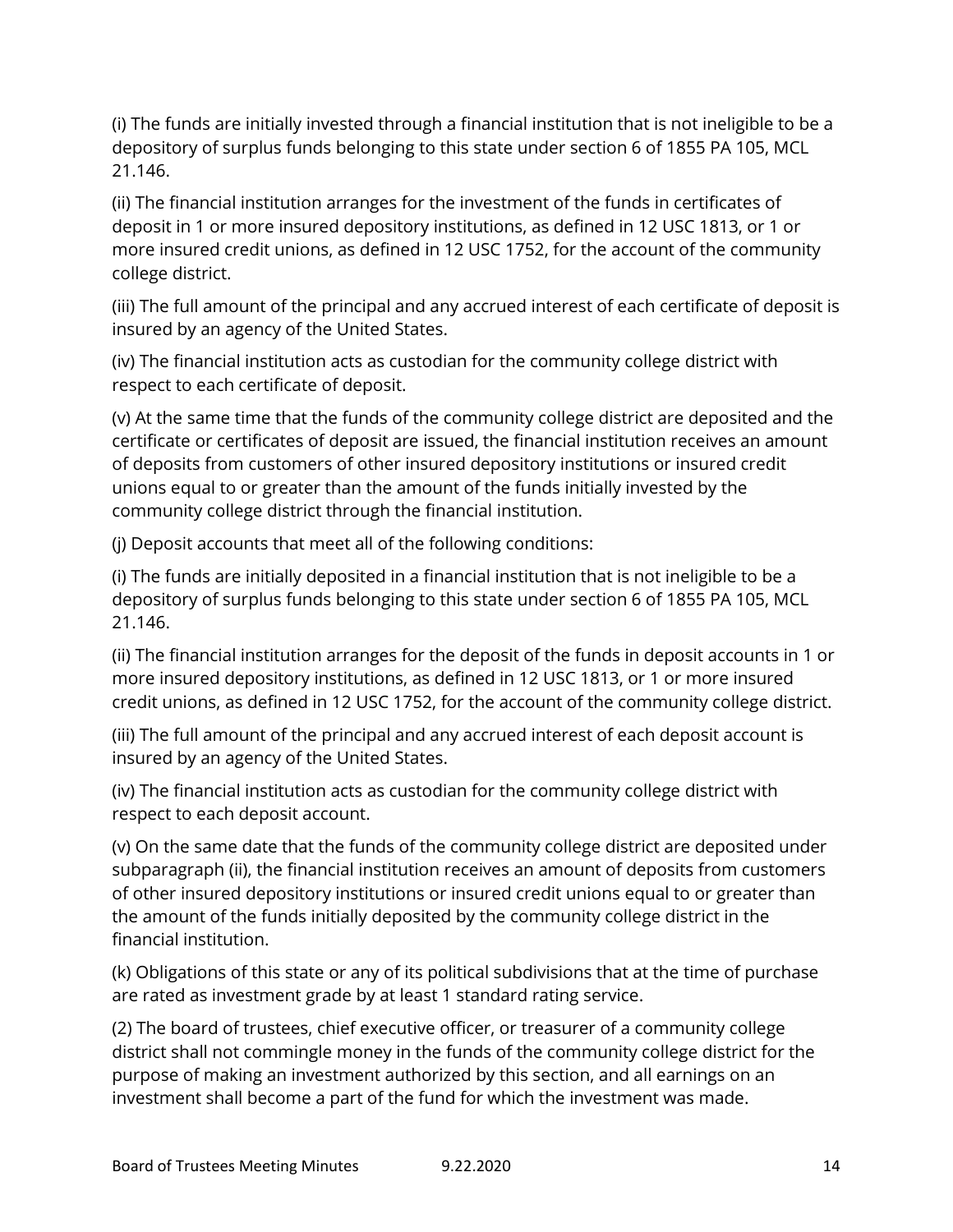(i) The funds are initially invested through a financial institution that is not ineligible to be a depository of surplus funds belonging to this state under section 6 of 1855 PA 105, MCL 21.146.

(ii) The financial institution arranges for the investment of the funds in certificates of deposit in 1 or more insured depository institutions, as defined in 12 USC 1813, or 1 or more insured credit unions, as defined in 12 USC 1752, for the account of the community college district.

(iii) The full amount of the principal and any accrued interest of each certificate of deposit is insured by an agency of the United States.

(iv) The financial institution acts as custodian for the community college district with respect to each certificate of deposit.

(v) At the same time that the funds of the community college district are deposited and the certificate or certificates of deposit are issued, the financial institution receives an amount of deposits from customers of other insured depository institutions or insured credit unions equal to or greater than the amount of the funds initially invested by the community college district through the financial institution.

(j) Deposit accounts that meet all of the following conditions:

(i) The funds are initially deposited in a financial institution that is not ineligible to be a depository of surplus funds belonging to this state under section 6 of 1855 PA 105, MCL 21.146.

(ii) The financial institution arranges for the deposit of the funds in deposit accounts in 1 or more insured depository institutions, as defined in 12 USC 1813, or 1 or more insured credit unions, as defined in 12 USC 1752, for the account of the community college district.

(iii) The full amount of the principal and any accrued interest of each deposit account is insured by an agency of the United States.

(iv) The financial institution acts as custodian for the community college district with respect to each deposit account.

(v) On the same date that the funds of the community college district are deposited under subparagraph (ii), the financial institution receives an amount of deposits from customers of other insured depository institutions or insured credit unions equal to or greater than the amount of the funds initially deposited by the community college district in the financial institution.

(k) Obligations of this state or any of its political subdivisions that at the time of purchase are rated as investment grade by at least 1 standard rating service.

(2) The board of trustees, chief executive officer, or treasurer of a community college district shall not commingle money in the funds of the community college district for the purpose of making an investment authorized by this section, and all earnings on an investment shall become a part of the fund for which the investment was made.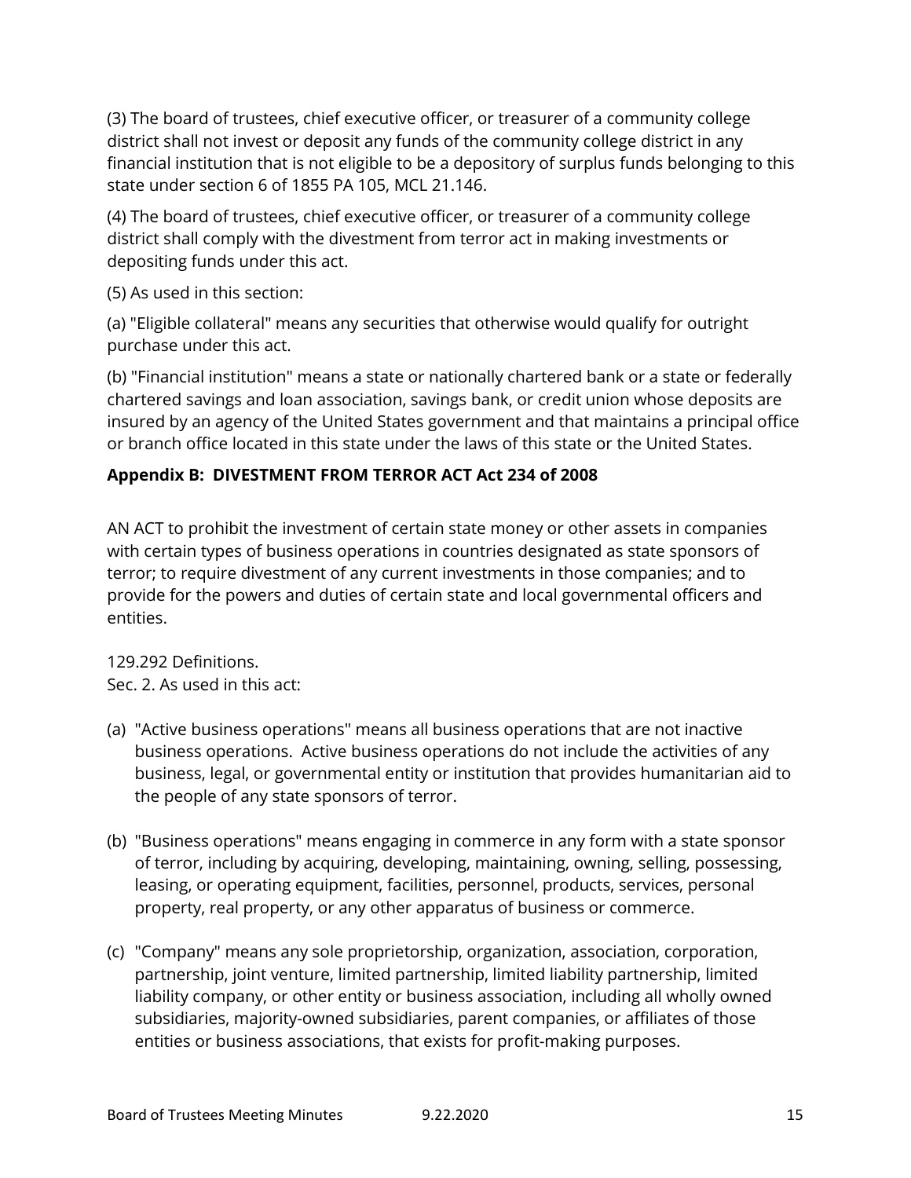(3) The board of trustees, chief executive officer, or treasurer of a community college district shall not invest or deposit any funds of the community college district in any financial institution that is not eligible to be a depository of surplus funds belonging to this state under section 6 of 1855 PA 105, MCL 21.146.

(4) The board of trustees, chief executive officer, or treasurer of a community college district shall comply with the divestment from terror act in making investments or depositing funds under this act.

(5) As used in this section:

(a) "Eligible collateral" means any securities that otherwise would qualify for outright purchase under this act.

(b) "Financial institution" means a state or nationally chartered bank or a state or federally chartered savings and loan association, savings bank, or credit union whose deposits are insured by an agency of the United States government and that maintains a principal office or branch office located in this state under the laws of this state or the United States.

**Appendix B: DIVESTMENT FROM TERROR ACT Act 234 of 2008**

AN ACT to prohibit the investment of certain state money or other assets in companies with certain types of business operations in countries designated as state sponsors of terror; to require divestment of any current investments in those companies; and to provide for the powers and duties of certain state and local governmental officers and entities.

129.292 Definitions.
Sec. 2. As used in this act:

(a) "Active business operations" means all business operations that are not inactive business operations. Active business operations do not include the activities of any business, legal, or governmental entity or institution that provides humanitarian aid to the people of any state sponsors of terror.

(b) "Business operations" means engaging in commerce in any form with a state sponsor of terror, including by acquiring, developing, maintaining, owning, selling, possessing, leasing, or operating equipment, facilities, personnel, products, services, personal property, real property, or any other apparatus of business or commerce.

(c) "Company" means any sole proprietorship, organization, association, corporation, partnership, joint venture, limited partnership, limited liability partnership, limited liability company, or other entity or business association, including all wholly owned subsidiaries, majority-owned subsidiaries, parent companies, or affiliates of those entities or business associations, that exists for profit-making purposes.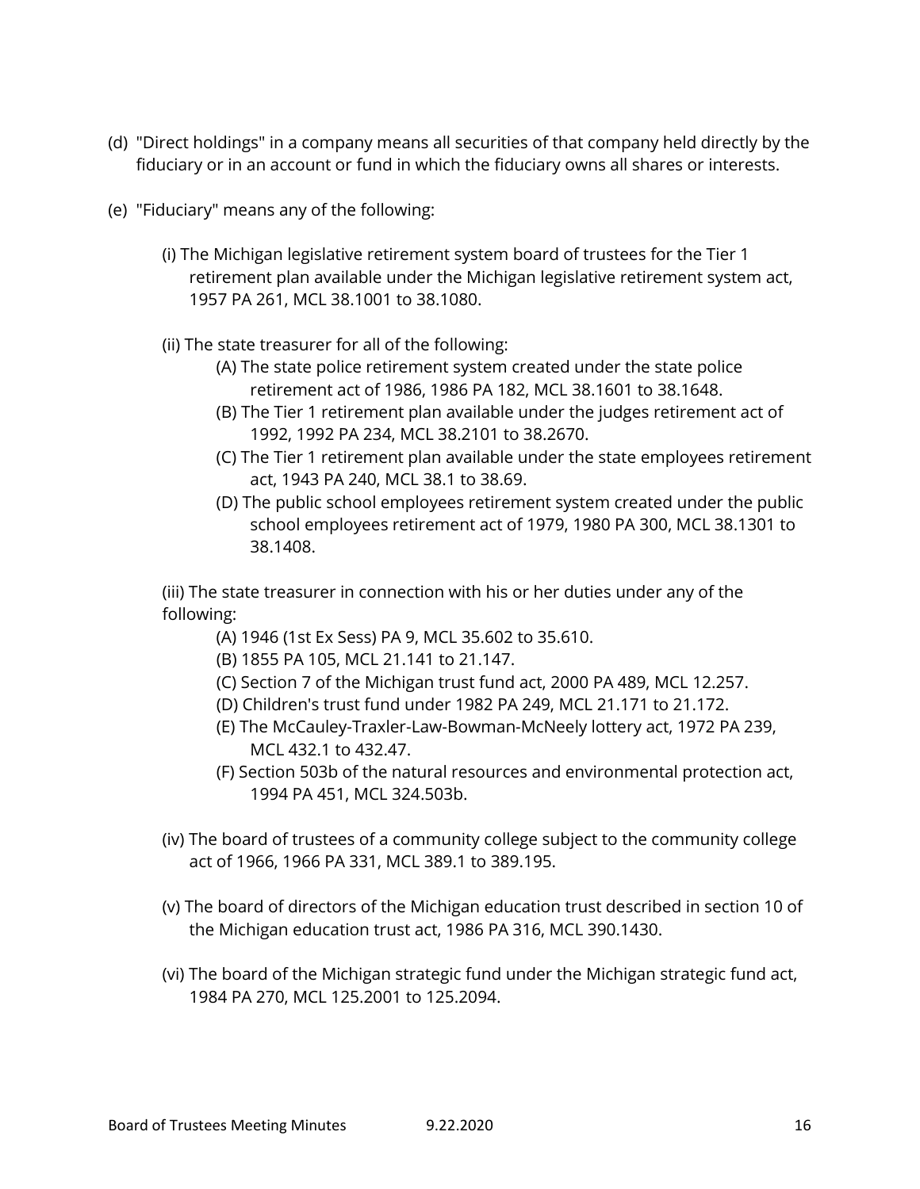(d) "Direct holdings" in a company means all securities of that company held directly by the fiduciary or in an account or fund in which the fiduciary owns all shares or interests.

(e) "Fiduciary" means any of the following:

(i) The Michigan legislative retirement system board of trustees for the Tier 1 retirement plan available under the Michigan legislative retirement system act, 1957 PA 261, MCL 38.1001 to 38.1080.

(ii) The state treasurer for all of the following:

(A) The state police retirement system created under the state police retirement act of 1986, 1986 PA 182, MCL 38.1601 to 38.1648.

(B) The Tier 1 retirement plan available under the judges retirement act of 1992, 1992 PA 234, MCL 38.2101 to 38.2670.

(C) The Tier 1 retirement plan available under the state employees retirement act, 1943 PA 240, MCL 38.1 to 38.69.

(D) The public school employees retirement system created under the public school employees retirement act of 1979, 1980 PA 300, MCL 38.1301 to 38.1408.

(iii) The state treasurer in connection with his or her duties under any of the following:

(A) 1946 (1st Ex Sess) PA 9, MCL 35.602 to 35.610.

(B) 1855 PA 105, MCL 21.141 to 21.147.

(C) Section 7 of the Michigan trust fund act, 2000 PA 489, MCL 12.257.

(D) Children's trust fund under 1982 PA 249, MCL 21.171 to 21.172.

(E) The McCauley-Traxler-Law-Bowman-McNeely lottery act, 1972 PA 239, MCL 432.1 to 432.47.

(F) Section 503b of the natural resources and environmental protection act, 1994 PA 451, MCL 324.503b.

(iv) The board of trustees of a community college subject to the community college act of 1966, 1966 PA 331, MCL 389.1 to 389.195.

(v) The board of directors of the Michigan education trust described in section 10 of the Michigan education trust act, 1986 PA 316, MCL 390.1430.

(vi) The board of the Michigan strategic fund under the Michigan strategic fund act, 1984 PA 270, MCL 125.2001 to 125.2094.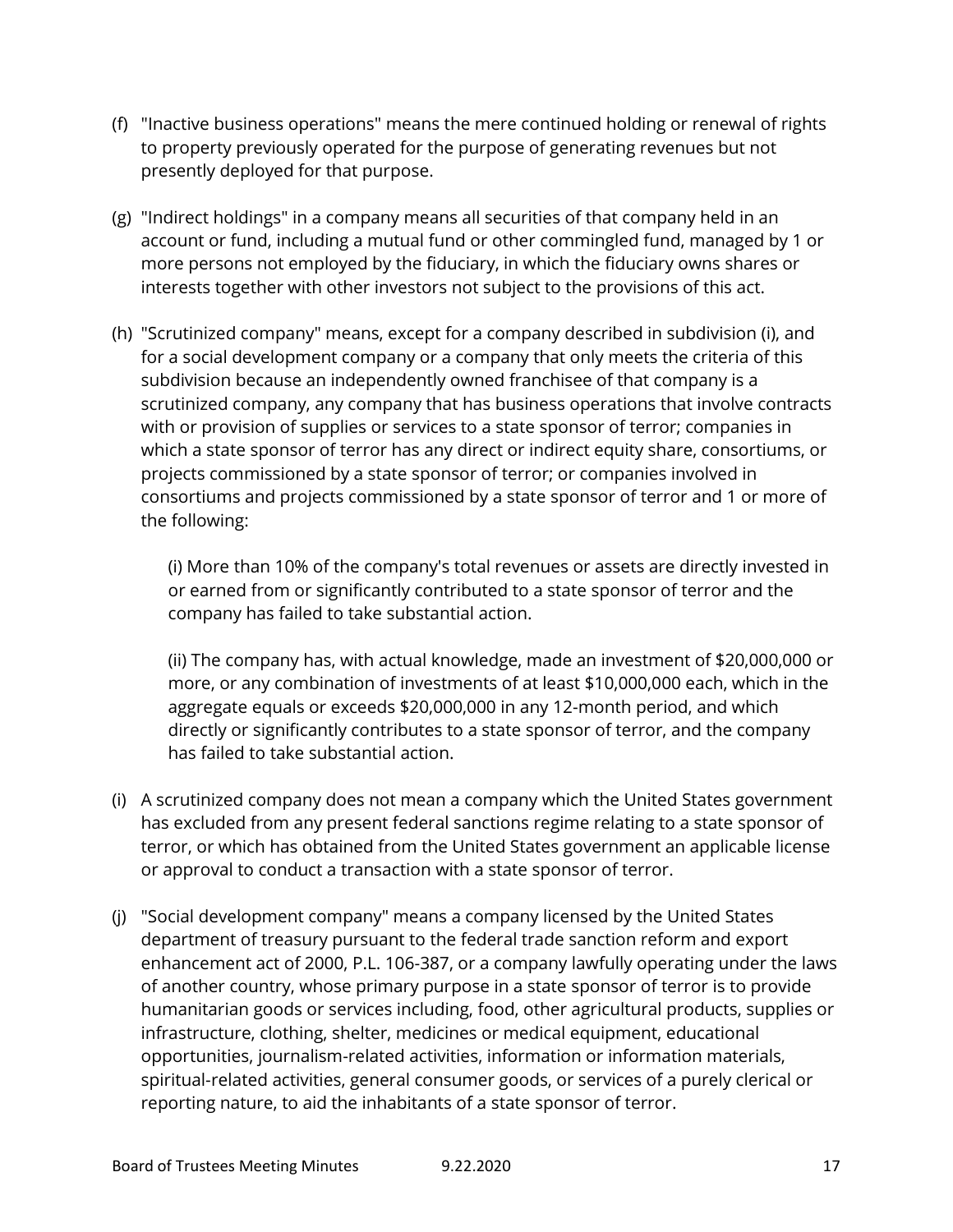(f) "Inactive business operations" means the mere continued holding or renewal of rights to property previously operated for the purpose of generating revenues but not presently deployed for that purpose.

(g) "Indirect holdings" in a company means all securities of that company held in an account or fund, including a mutual fund or other commingled fund, managed by 1 or more persons not employed by the fiduciary, in which the fiduciary owns shares or interests together with other investors not subject to the provisions of this act.

(h) "Scrutinized company" means, except for a company described in subdivision (i), and for a social development company or a company that only meets the criteria of this subdivision because an independently owned franchisee of that company is a scrutinized company, any company that has business operations that involve contracts with or provision of supplies or services to a state sponsor of terror; companies in which a state sponsor of terror has any direct or indirect equity share, consortiums, or projects commissioned by a state sponsor of terror; or companies involved in consortiums and projects commissioned by a state sponsor of terror and 1 or more of the following:

(i) More than 10% of the company's total revenues or assets are directly invested in or earned from or significantly contributed to a state sponsor of terror and the company has failed to take substantial action.

(ii) The company has, with actual knowledge, made an investment of $20,000,000 or more, or any combination of investments of at least $10,000,000 each, which in the aggregate equals or exceeds $20,000,000 in any 12-month period, and which directly or significantly contributes to a state sponsor of terror, and the company has failed to take substantial action.

(i) A scrutinized company does not mean a company which the United States government has excluded from any present federal sanctions regime relating to a state sponsor of terror, or which has obtained from the United States government an applicable license or approval to conduct a transaction with a state sponsor of terror.

(j) "Social development company" means a company licensed by the United States department of treasury pursuant to the federal trade sanction reform and export enhancement act of 2000, P.L. 106-387, or a company lawfully operating under the laws of another country, whose primary purpose in a state sponsor of terror is to provide humanitarian goods or services including, food, other agricultural products, supplies or infrastructure, clothing, shelter, medicines or medical equipment, educational opportunities, journalism-related activities, information or information materials, spiritual-related activities, general consumer goods, or services of a purely clerical or reporting nature, to aid the inhabitants of a state sponsor of terror.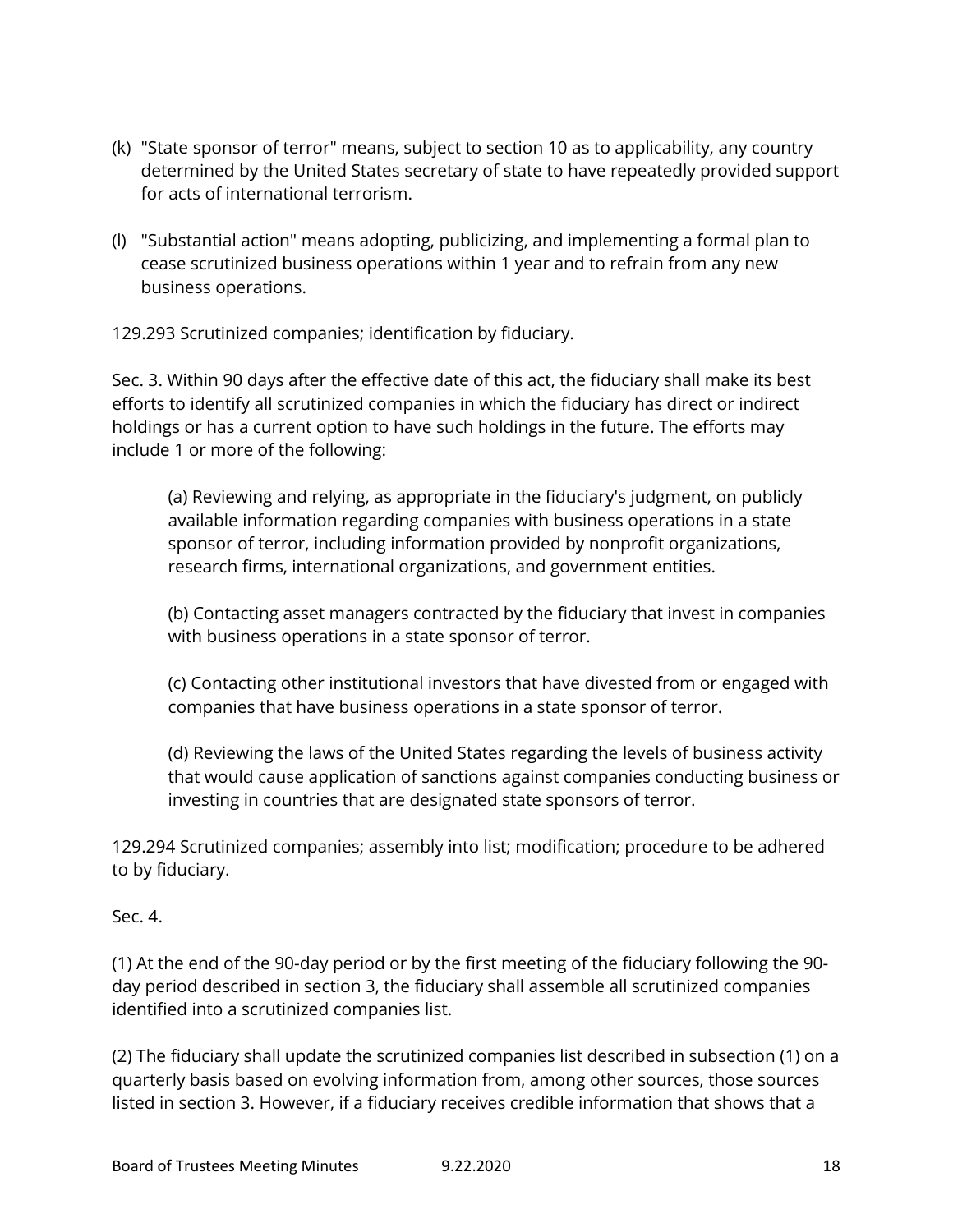(k) "State sponsor of terror" means, subject to section 10 as to applicability, any country determined by the United States secretary of state to have repeatedly provided support for acts of international terrorism.

(l) "Substantial action" means adopting, publicizing, and implementing a formal plan to cease scrutinized business operations within 1 year and to refrain from any new business operations.

129.293 Scrutinized companies; identification by fiduciary.

Sec. 3. Within 90 days after the effective date of this act, the fiduciary shall make its best efforts to identify all scrutinized companies in which the fiduciary has direct or indirect holdings or has a current option to have such holdings in the future. The efforts may include 1 or more of the following:

> (a) Reviewing and relying, as appropriate in the fiduciary's judgment, on publicly available information regarding companies with business operations in a state sponsor of terror, including information provided by nonprofit organizations, research firms, international organizations, and government entities.
>
> (b) Contacting asset managers contracted by the fiduciary that invest in companies with business operations in a state sponsor of terror.
>
> (c) Contacting other institutional investors that have divested from or engaged with companies that have business operations in a state sponsor of terror.
>
> (d) Reviewing the laws of the United States regarding the levels of business activity that would cause application of sanctions against companies conducting business or investing in countries that are designated state sponsors of terror.

129.294 Scrutinized companies; assembly into list; modification; procedure to be adhered to by fiduciary.

Sec. 4.

(1) At the end of the 90-day period or by the first meeting of the fiduciary following the 90-day period described in section 3, the fiduciary shall assemble all scrutinized companies identified into a scrutinized companies list.

(2) The fiduciary shall update the scrutinized companies list described in subsection (1) on a quarterly basis based on evolving information from, among other sources, those sources listed in section 3. However, if a fiduciary receives credible information that shows that a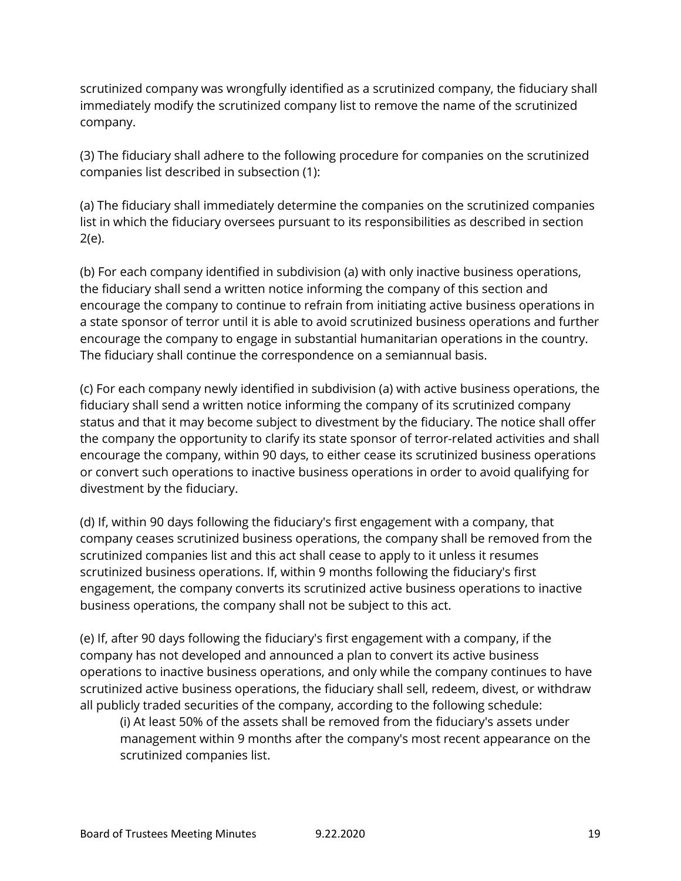scrutinized company was wrongfully identified as a scrutinized company, the fiduciary shall immediately modify the scrutinized company list to remove the name of the scrutinized company.

(3) The fiduciary shall adhere to the following procedure for companies on the scrutinized companies list described in subsection (1):

(a) The fiduciary shall immediately determine the companies on the scrutinized companies list in which the fiduciary oversees pursuant to its responsibilities as described in section 2(e).

(b) For each company identified in subdivision (a) with only inactive business operations, the fiduciary shall send a written notice informing the company of this section and encourage the company to continue to refrain from initiating active business operations in a state sponsor of terror until it is able to avoid scrutinized business operations and further encourage the company to engage in substantial humanitarian operations in the country. The fiduciary shall continue the correspondence on a semiannual basis.

(c) For each company newly identified in subdivision (a) with active business operations, the fiduciary shall send a written notice informing the company of its scrutinized company status and that it may become subject to divestment by the fiduciary. The notice shall offer the company the opportunity to clarify its state sponsor of terror-related activities and shall encourage the company, within 90 days, to either cease its scrutinized business operations or convert such operations to inactive business operations in order to avoid qualifying for divestment by the fiduciary.

(d) If, within 90 days following the fiduciary's first engagement with a company, that company ceases scrutinized business operations, the company shall be removed from the scrutinized companies list and this act shall cease to apply to it unless it resumes scrutinized business operations. If, within 9 months following the fiduciary's first engagement, the company converts its scrutinized active business operations to inactive business operations, the company shall not be subject to this act.

(e) If, after 90 days following the fiduciary's first engagement with a company, if the company has not developed and announced a plan to convert its active business operations to inactive business operations, and only while the company continues to have scrutinized active business operations, the fiduciary shall sell, redeem, divest, or withdraw all publicly traded securities of the company, according to the following schedule:

> (i) At least 50% of the assets shall be removed from the fiduciary's assets under management within 9 months after the company's most recent appearance on the scrutinized companies list.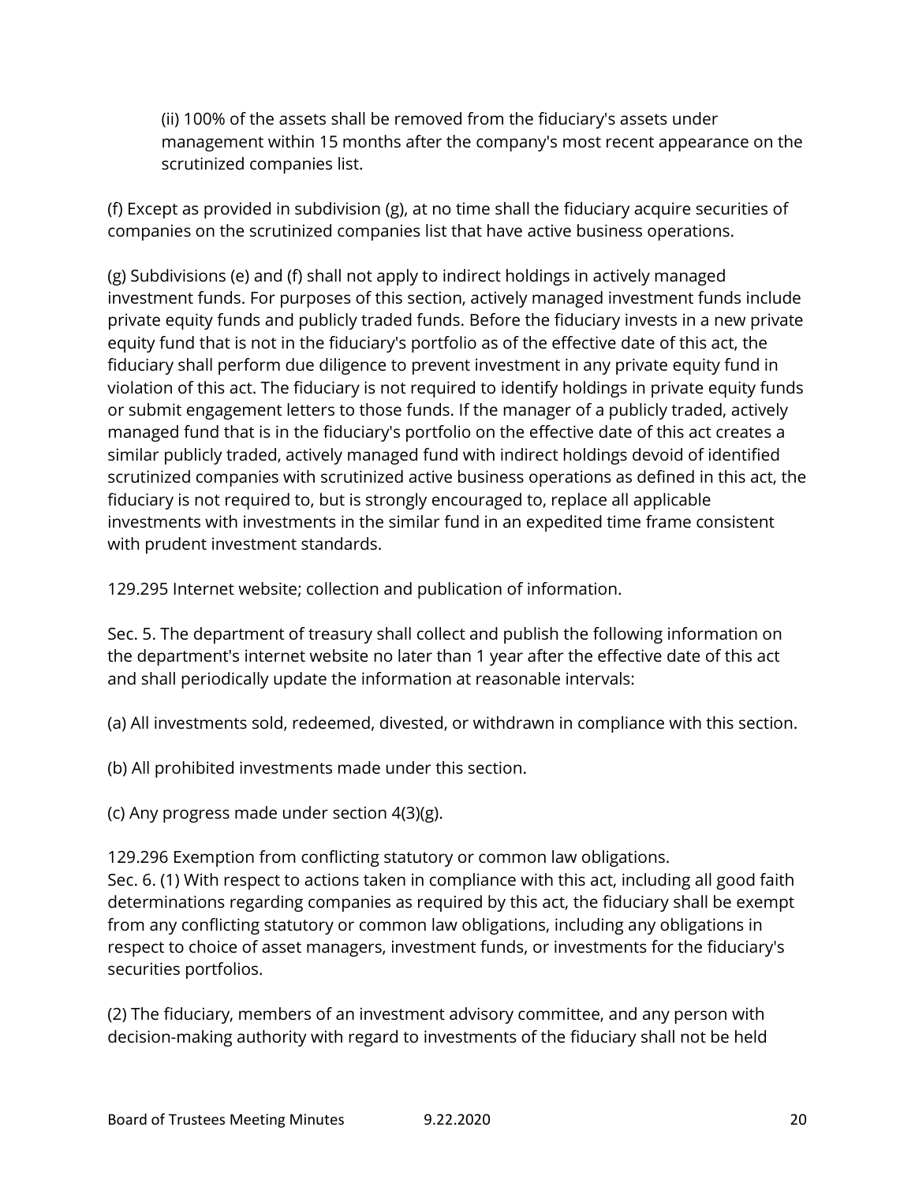(ii) 100% of the assets shall be removed from the fiduciary's assets under management within 15 months after the company's most recent appearance on the scrutinized companies list.

(f) Except as provided in subdivision (g), at no time shall the fiduciary acquire securities of companies on the scrutinized companies list that have active business operations.

(g) Subdivisions (e) and (f) shall not apply to indirect holdings in actively managed investment funds. For purposes of this section, actively managed investment funds include private equity funds and publicly traded funds. Before the fiduciary invests in a new private equity fund that is not in the fiduciary's portfolio as of the effective date of this act, the fiduciary shall perform due diligence to prevent investment in any private equity fund in violation of this act. The fiduciary is not required to identify holdings in private equity funds or submit engagement letters to those funds. If the manager of a publicly traded, actively managed fund that is in the fiduciary's portfolio on the effective date of this act creates a similar publicly traded, actively managed fund with indirect holdings devoid of identified scrutinized companies with scrutinized active business operations as defined in this act, the fiduciary is not required to, but is strongly encouraged to, replace all applicable investments with investments in the similar fund in an expedited time frame consistent with prudent investment standards.

129.295 Internet website; collection and publication of information.

Sec. 5. The department of treasury shall collect and publish the following information on the department's internet website no later than 1 year after the effective date of this act and shall periodically update the information at reasonable intervals:

(a) All investments sold, redeemed, divested, or withdrawn in compliance with this section.

(b) All prohibited investments made under this section.

(c) Any progress made under section 4(3)(g).

129.296 Exemption from conflicting statutory or common law obligations.
Sec. 6. (1) With respect to actions taken in compliance with this act, including all good faith determinations regarding companies as required by this act, the fiduciary shall be exempt from any conflicting statutory or common law obligations, including any obligations in respect to choice of asset managers, investment funds, or investments for the fiduciary's securities portfolios.

(2) The fiduciary, members of an investment advisory committee, and any person with decision-making authority with regard to investments of the fiduciary shall not be held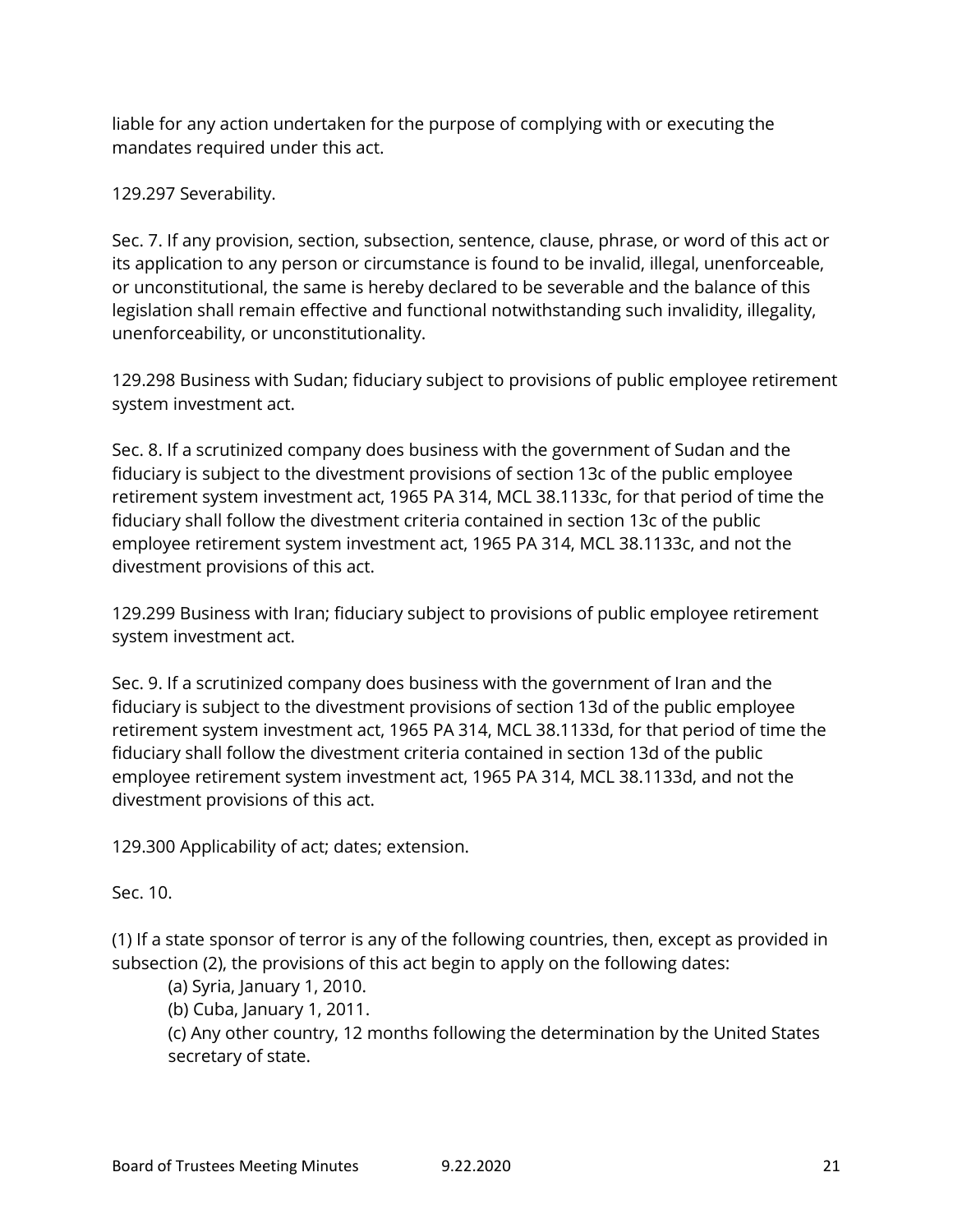liable for any action undertaken for the purpose of complying with or executing the mandates required under this act.

129.297 Severability.

Sec. 7. If any provision, section, subsection, sentence, clause, phrase, or word of this act or its application to any person or circumstance is found to be invalid, illegal, unenforceable, or unconstitutional, the same is hereby declared to be severable and the balance of this legislation shall remain effective and functional notwithstanding such invalidity, illegality, unenforceability, or unconstitutionality.

129.298 Business with Sudan; fiduciary subject to provisions of public employee retirement system investment act.

Sec. 8. If a scrutinized company does business with the government of Sudan and the fiduciary is subject to the divestment provisions of section 13c of the public employee retirement system investment act, 1965 PA 314, MCL 38.1133c, for that period of time the fiduciary shall follow the divestment criteria contained in section 13c of the public employee retirement system investment act, 1965 PA 314, MCL 38.1133c, and not the divestment provisions of this act.

129.299 Business with Iran; fiduciary subject to provisions of public employee retirement system investment act.

Sec. 9. If a scrutinized company does business with the government of Iran and the fiduciary is subject to the divestment provisions of section 13d of the public employee retirement system investment act, 1965 PA 314, MCL 38.1133d, for that period of time the fiduciary shall follow the divestment criteria contained in section 13d of the public employee retirement system investment act, 1965 PA 314, MCL 38.1133d, and not the divestment provisions of this act.

129.300 Applicability of act; dates; extension.

Sec. 10.

(1) If a state sponsor of terror is any of the following countries, then, except as provided in subsection (2), the provisions of this act begin to apply on the following dates:

(a) Syria, January 1, 2010.

(b) Cuba, January 1, 2011.

(c) Any other country, 12 months following the determination by the United States secretary of state.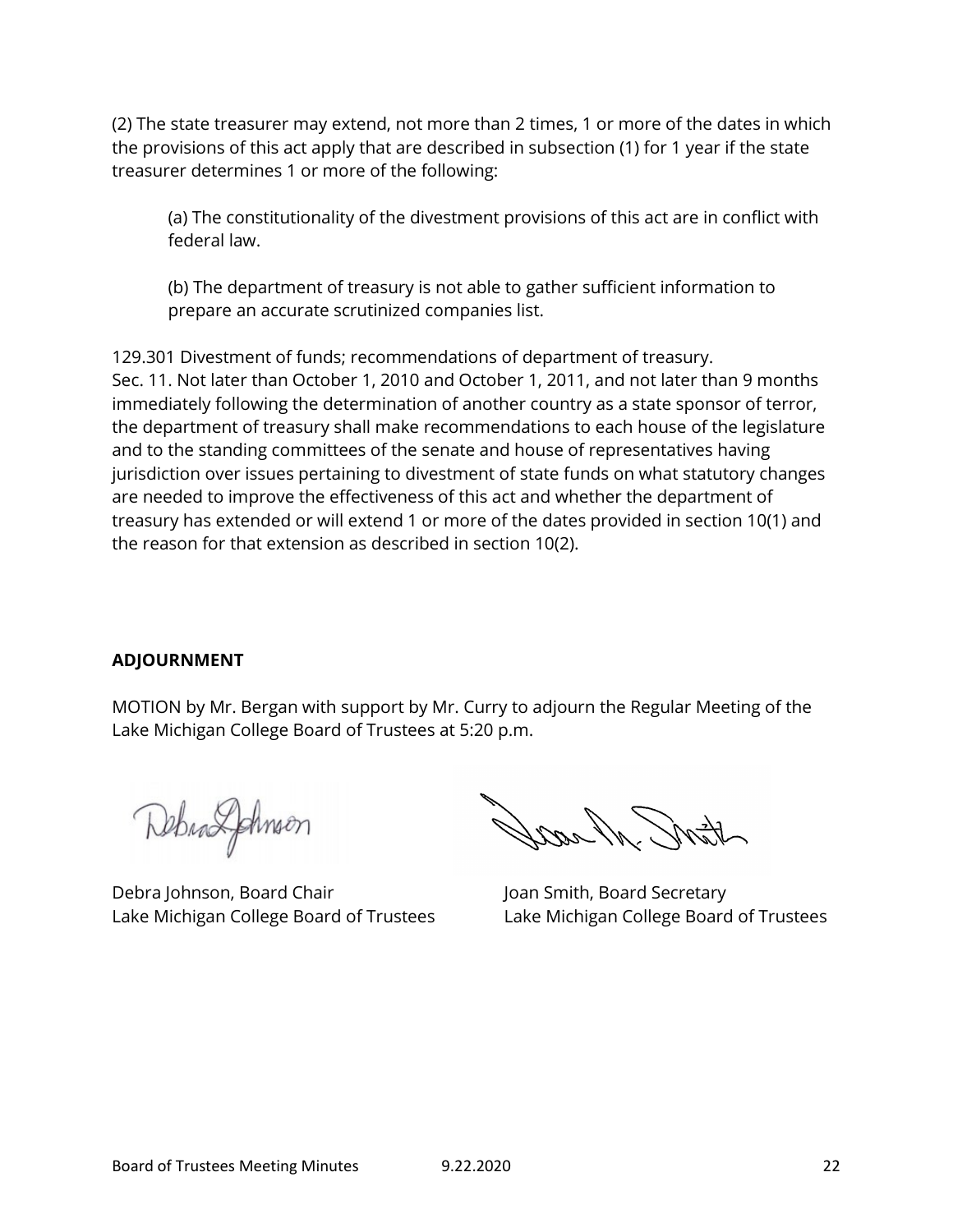(2) The state treasurer may extend, not more than 2 times, 1 or more of the dates in which the provisions of this act apply that are described in subsection (1) for 1 year if the state treasurer determines 1 or more of the following:

> (a) The constitutionality of the divestment provisions of this act are in conflict with federal law.
>
> (b) The department of treasury is not able to gather sufficient information to prepare an accurate scrutinized companies list.

129.301 Divestment of funds; recommendations of department of treasury.
Sec. 11. Not later than October 1, 2010 and October 1, 2011, and not later than 9 months immediately following the determination of another country as a state sponsor of terror, the department of treasury shall make recommendations to each house of the legislature and to the standing committees of the senate and house of representatives having jurisdiction over issues pertaining to divestment of state funds on what statutory changes are needed to improve the effectiveness of this act and whether the department of treasury has extended or will extend 1 or more of the dates provided in section 10(1) and the reason for that extension as described in section 10(2).

**ADJOURNMENT**

MOTION by Mr. Bergan with support by Mr. Curry to adjourn the Regular Meeting of the Lake Michigan College Board of Trustees at 5:20 p.m.

Debra Johnson, Board Chair
Lake Michigan College Board of Trustees

Joan Smith, Board Secretary
Lake Michigan College Board of Trustees